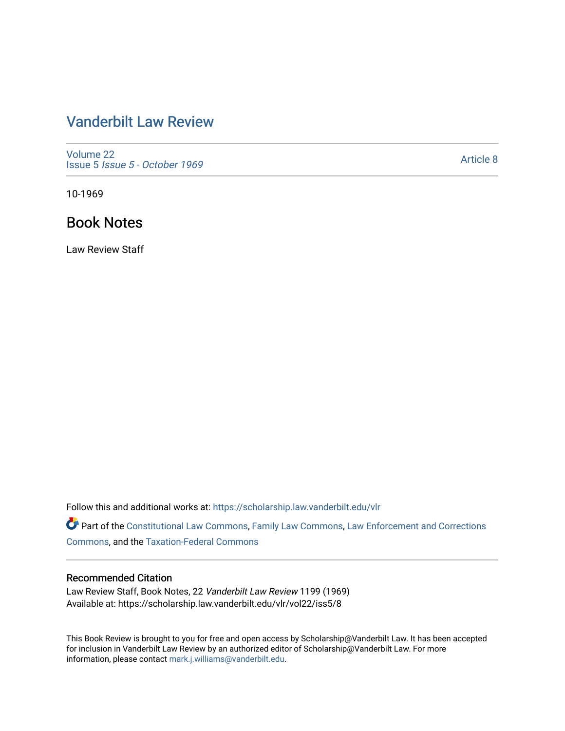# Vanderbilt Law Review

Volume 22
Issue 5 *Issue 5 - October 1969*

Article 8

10-1969

## Book Notes

Law Review Staff

Follow this and additional works at: https://scholarship.law.vanderbilt.edu/vlr

Part of the Constitutional Law Commons, Family Law Commons, Law Enforcement and Corrections Commons, and the Taxation-Federal Commons

### Recommended Citation

Law Review Staff, Book Notes, 22 *Vanderbilt Law Review* 1199 (1969)
Available at: https://scholarship.law.vanderbilt.edu/vlr/vol22/iss5/8

This Book Review is brought to you for free and open access by Scholarship@Vanderbilt Law. It has been accepted for inclusion in Vanderbilt Law Review by an authorized editor of Scholarship@Vanderbilt Law. For more information, please contact mark.j.williams@vanderbilt.edu.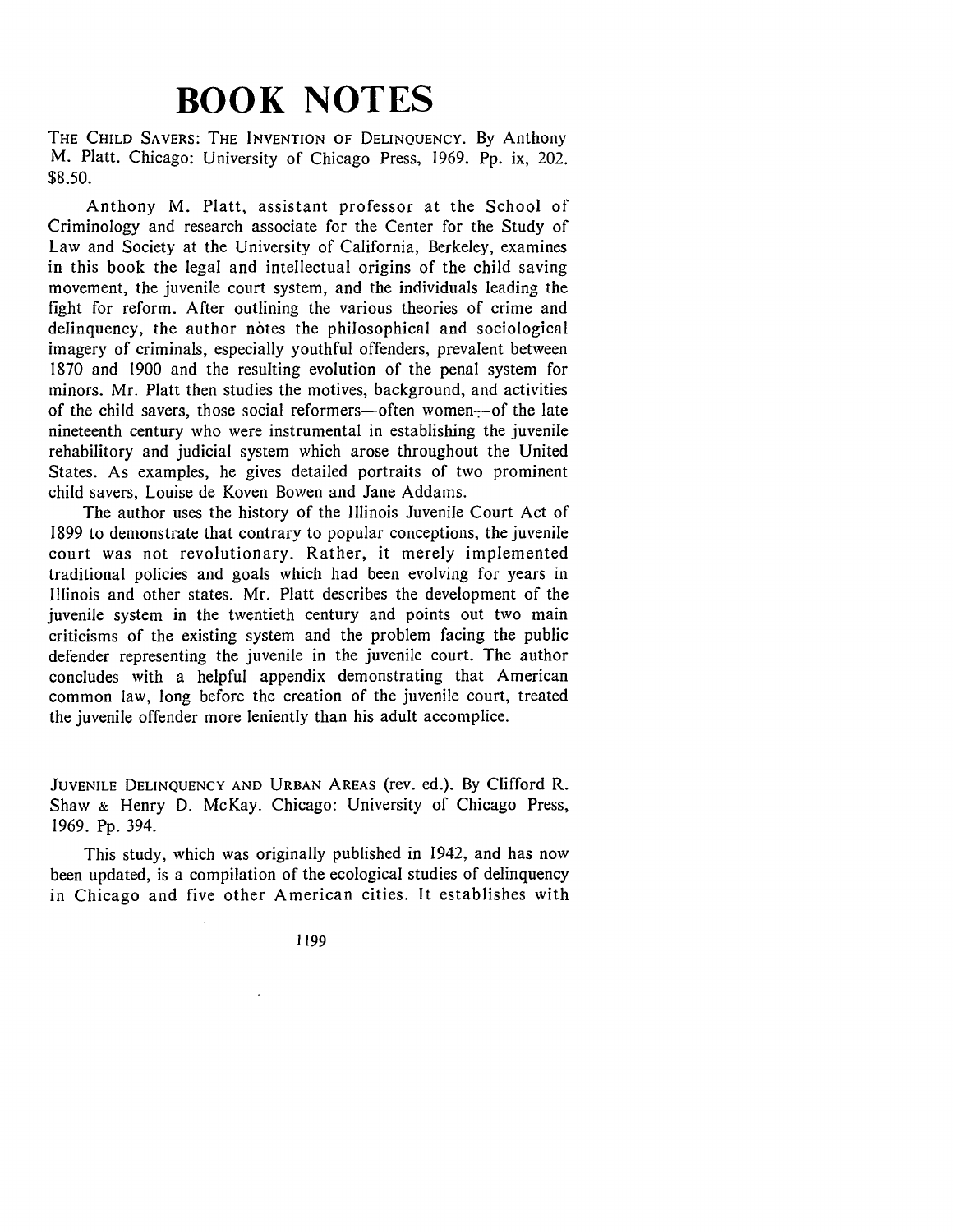# BOOK NOTES

THE CHILD SAVERS: THE INVENTION OF DELINQUENCY. By Anthony M. Platt. Chicago: University of Chicago Press, 1969. Pp. ix, 202. $8.50.

Anthony M. Platt, assistant professor at the School of Criminology and research associate for the Center for the Study of Law and Society at the University of California, Berkeley, examines in this book the legal and intellectual origins of the child saving movement, the juvenile court system, and the individuals leading the fight for reform. After outlining the various theories of crime and delinquency, the author notes the philosophical and sociological imagery of criminals, especially youthful offenders, prevalent between 1870 and 1900 and the resulting evolution of the penal system for minors. Mr. Platt then studies the motives, background, and activities of the child savers, those social reformers—often women—of the late nineteenth century who were instrumental in establishing the juvenile rehabilitory and judicial system which arose throughout the United States. As examples, he gives detailed portraits of two prominent child savers, Louise de Koven Bowen and Jane Addams.

The author uses the history of the Illinois Juvenile Court Act of 1899 to demonstrate that contrary to popular conceptions, the juvenile court was not revolutionary. Rather, it merely implemented traditional policies and goals which had been evolving for years in Illinois and other states. Mr. Platt describes the development of the juvenile system in the twentieth century and points out two main criticisms of the existing system and the problem facing the public defender representing the juvenile in the juvenile court. The author concludes with a helpful appendix demonstrating that American common law, long before the creation of the juvenile court, treated the juvenile offender more leniently than his adult accomplice.

JUVENILE DELINQUENCY AND URBAN AREAS (rev. ed.). By Clifford R. Shaw & Henry D. McKay. Chicago: University of Chicago Press, 1969. Pp. 394.

This study, which was originally published in 1942, and has now been updated, is a compilation of the ecological studies of delinquency in Chicago and five other American cities. It establishes with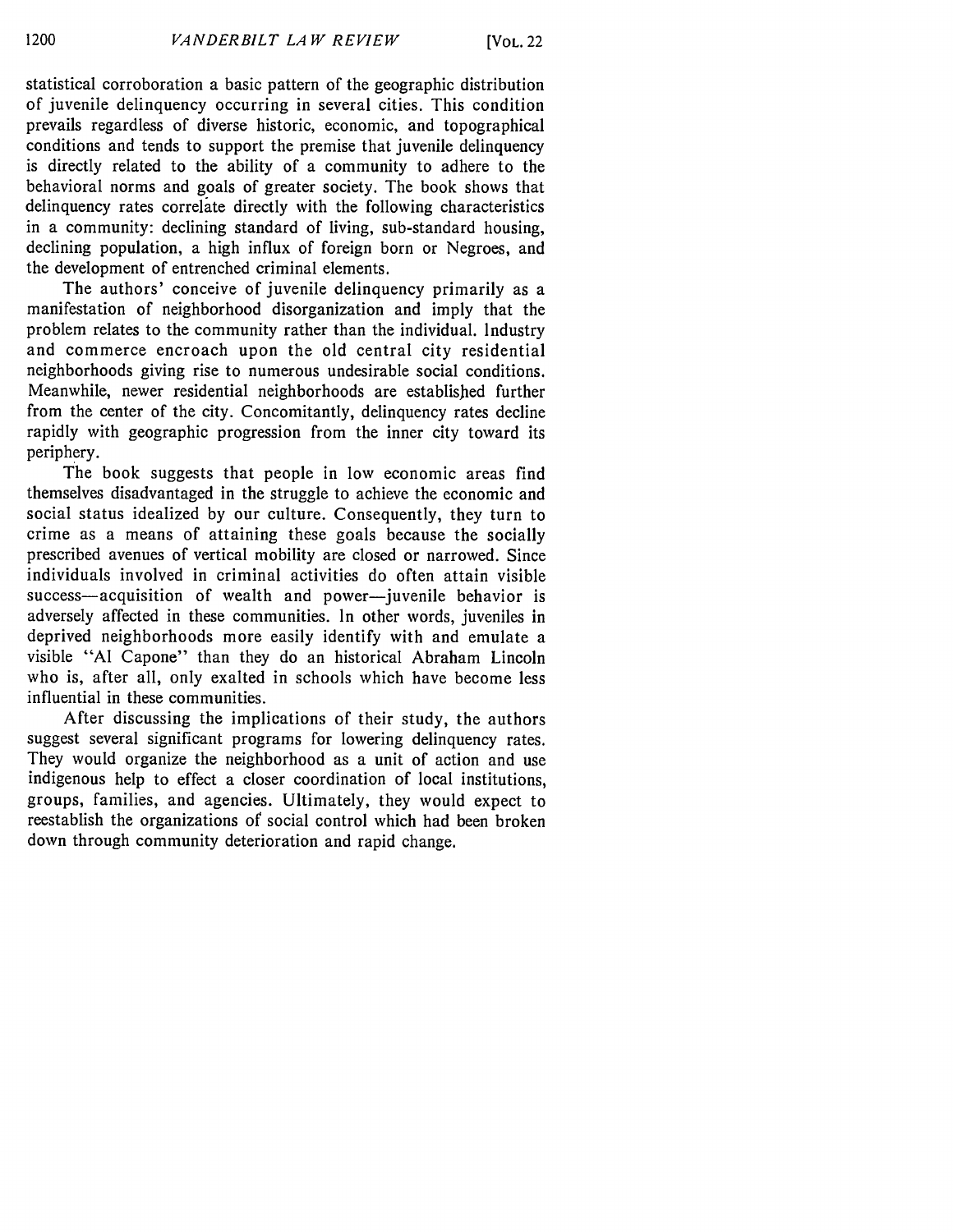statistical corroboration a basic pattern of the geographic distribution of juvenile delinquency occurring in several cities. This condition prevails regardless of diverse historic, economic, and topographical conditions and tends to support the premise that juvenile delinquency is directly related to the ability of a community to adhere to the behavioral norms and goals of greater society. The book shows that delinquency rates correlate directly with the following characteristics in a community: declining standard of living, sub-standard housing, declining population, a high influx of foreign born or Negroes, and the development of entrenched criminal elements.

The authors' conceive of juvenile delinquency primarily as a manifestation of neighborhood disorganization and imply that the problem relates to the community rather than the individual. Industry and commerce encroach upon the old central city residential neighborhoods giving rise to numerous undesirable social conditions. Meanwhile, newer residential neighborhoods are established further from the center of the city. Concomitantly, delinquency rates decline rapidly with geographic progression from the inner city toward its periphery.

The book suggests that people in low economic areas find themselves disadvantaged in the struggle to achieve the economic and social status idealized by our culture. Consequently, they turn to crime as a means of attaining these goals because the socially prescribed avenues of vertical mobility are closed or narrowed. Since individuals involved in criminal activities do often attain visible success—acquisition of wealth and power—juvenile behavior is adversely affected in these communities. In other words, juveniles in deprived neighborhoods more easily identify with and emulate a visible "Al Capone" than they do an historical Abraham Lincoln who is, after all, only exalted in schools which have become less influential in these communities.

After discussing the implications of their study, the authors suggest several significant programs for lowering delinquency rates. They would organize the neighborhood as a unit of action and use indigenous help to effect a closer coordination of local institutions, groups, families, and agencies. Ultimately, they would expect to reestablish the organizations of social control which had been broken down through community deterioration and rapid change.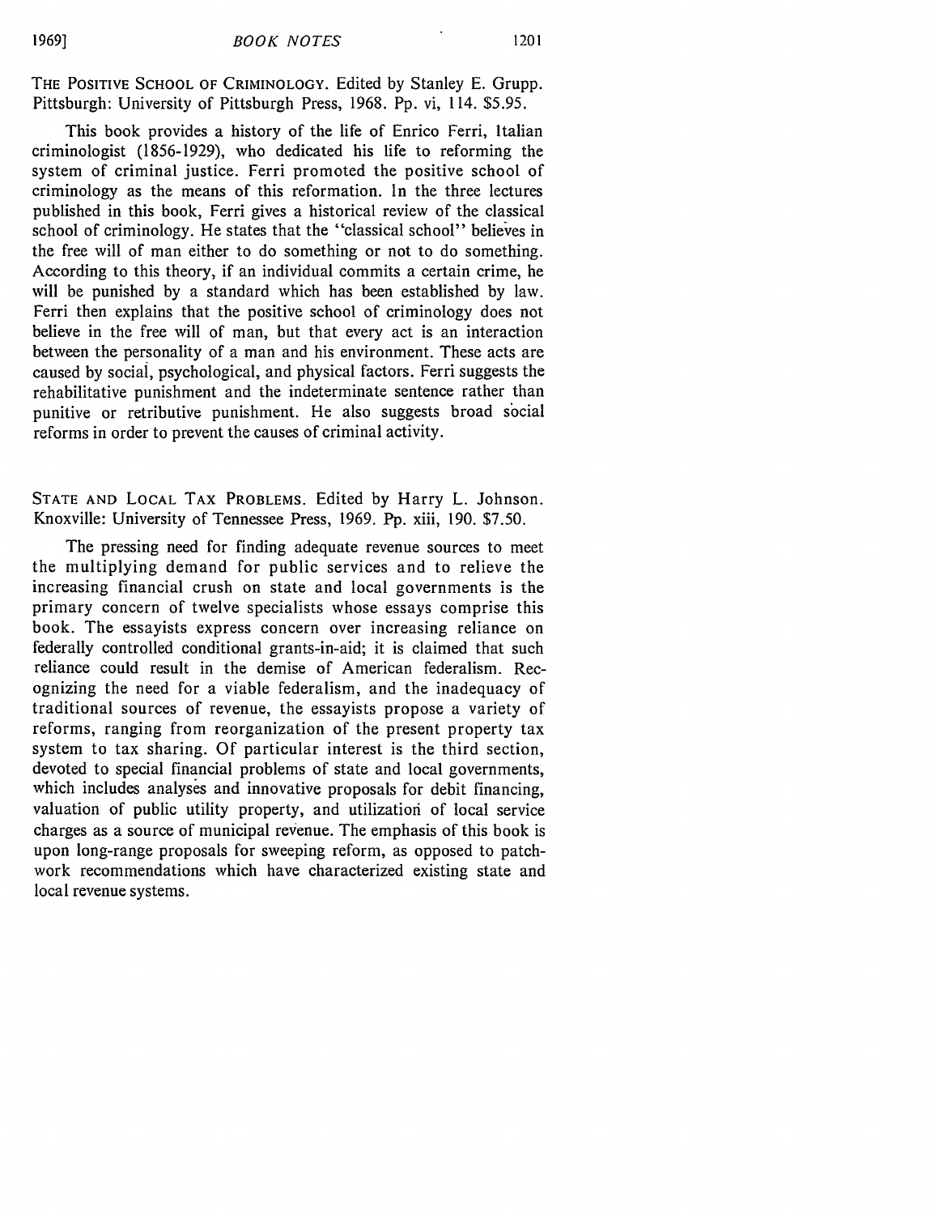THE POSITIVE SCHOOL OF CRIMINOLOGY. Edited by Stanley E. Grupp. Pittsburgh: University of Pittsburgh Press, 1968. Pp. vi, 114. $5.95.

This book provides a history of the life of Enrico Ferri, Italian criminologist (1856-1929), who dedicated his life to reforming the system of criminal justice. Ferri promoted the positive school of criminology as the means of this reformation. In the three lectures published in this book, Ferri gives a historical review of the classical school of criminology. He states that the "classical school" believes in the free will of man either to do something or not to do something. According to this theory, if an individual commits a certain crime, he will be punished by a standard which has been established by law. Ferri then explains that the positive school of criminology does not believe in the free will of man, but that every act is an interaction between the personality of a man and his environment. These acts are caused by social, psychological, and physical factors. Ferri suggests the rehabilitative punishment and the indeterminate sentence rather than punitive or retributive punishment. He also suggests broad social reforms in order to prevent the causes of criminal activity.

STATE AND LOCAL TAX PROBLEMS. Edited by Harry L. Johnson. Knoxville: University of Tennessee Press, 1969. Pp. xiii, 190. $7.50.

The pressing need for finding adequate revenue sources to meet the multiplying demand for public services and to relieve the increasing financial crush on state and local governments is the primary concern of twelve specialists whose essays comprise this book. The essayists express concern over increasing reliance on federally controlled conditional grants-in-aid; it is claimed that such reliance could result in the demise of American federalism. Recognizing the need for a viable federalism, and the inadequacy of traditional sources of revenue, the essayists propose a variety of reforms, ranging from reorganization of the present property tax system to tax sharing. Of particular interest is the third section, devoted to special financial problems of state and local governments, which includes analyses and innovative proposals for debit financing, valuation of public utility property, and utilization of local service charges as a source of municipal revenue. The emphasis of this book is upon long-range proposals for sweeping reform, as opposed to patchwork recommendations which have characterized existing state and local revenue systems.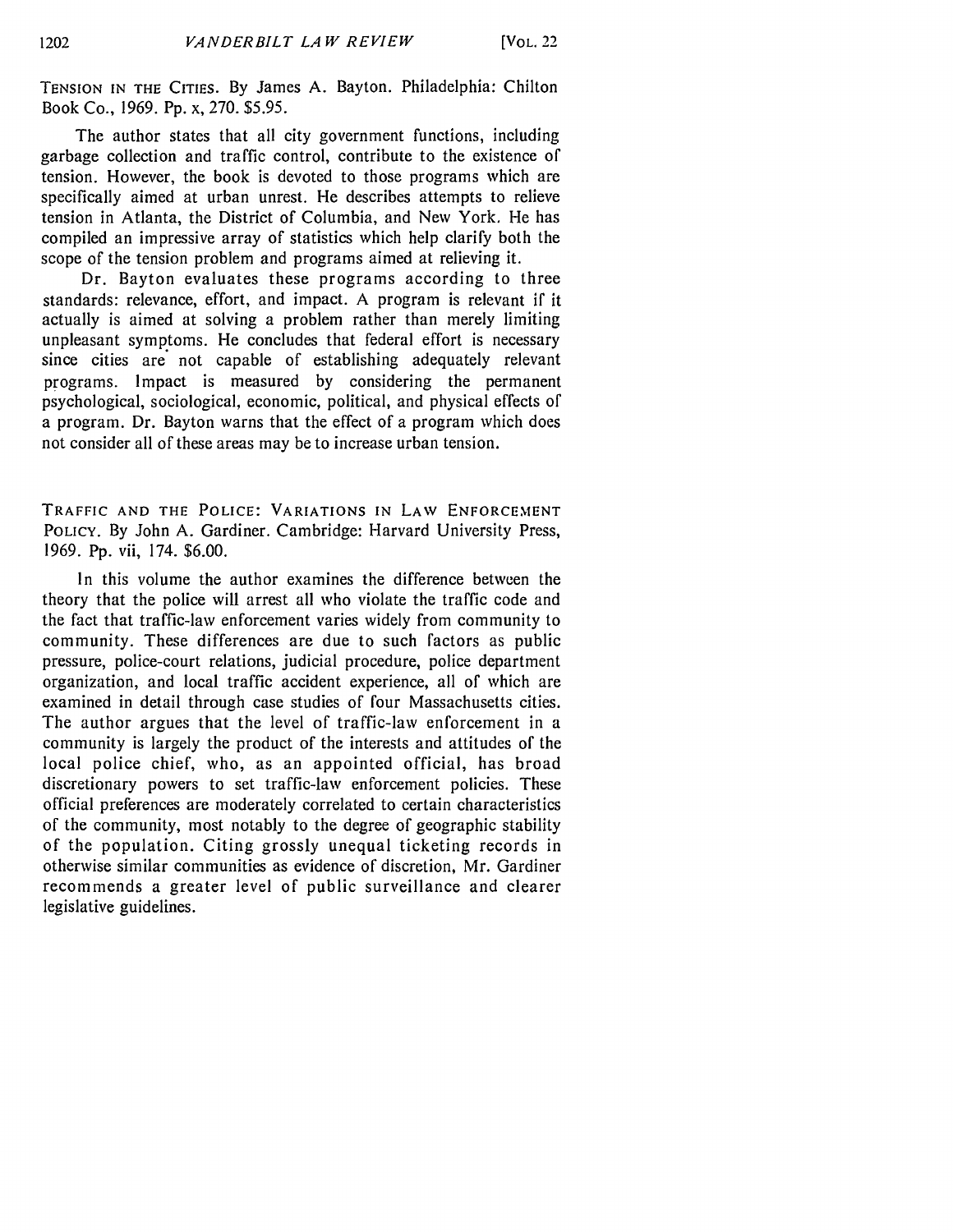TENSION IN THE CITIES. By James A. Bayton. Philadelphia: Chilton Book Co., 1969. Pp. x, 270. $5.95.

The author states that all city government functions, including garbage collection and traffic control, contribute to the existence of tension. However, the book is devoted to those programs which are specifically aimed at urban unrest. He describes attempts to relieve tension in Atlanta, the District of Columbia, and New York. He has compiled an impressive array of statistics which help clarify both the scope of the tension problem and programs aimed at relieving it.

Dr. Bayton evaluates these programs according to three standards: relevance, effort, and impact. A program is relevant if it actually is aimed at solving a problem rather than merely limiting unpleasant symptoms. He concludes that federal effort is necessary since cities are not capable of establishing adequately relevant programs. Impact is measured by considering the permanent psychological, sociological, economic, political, and physical effects of a program. Dr. Bayton warns that the effect of a program which does not consider all of these areas may be to increase urban tension.

TRAFFIC AND THE POLICE: VARIATIONS IN LAW ENFORCEMENT POLICY. By John A. Gardiner. Cambridge: Harvard University Press, 1969. Pp. vii, 174. $6.00.

In this volume the author examines the difference between the theory that the police will arrest all who violate the traffic code and the fact that traffic-law enforcement varies widely from community to community. These differences are due to such factors as public pressure, police-court relations, judicial procedure, police department organization, and local traffic accident experience, all of which are examined in detail through case studies of four Massachusetts cities. The author argues that the level of traffic-law enforcement in a community is largely the product of the interests and attitudes of the local police chief, who, as an appointed official, has broad discretionary powers to set traffic-law enforcement policies. These official preferences are moderately correlated to certain characteristics of the community, most notably to the degree of geographic stability of the population. Citing grossly unequal ticketing records in otherwise similar communities as evidence of discretion, Mr. Gardiner recommends a greater level of public surveillance and clearer legislative guidelines.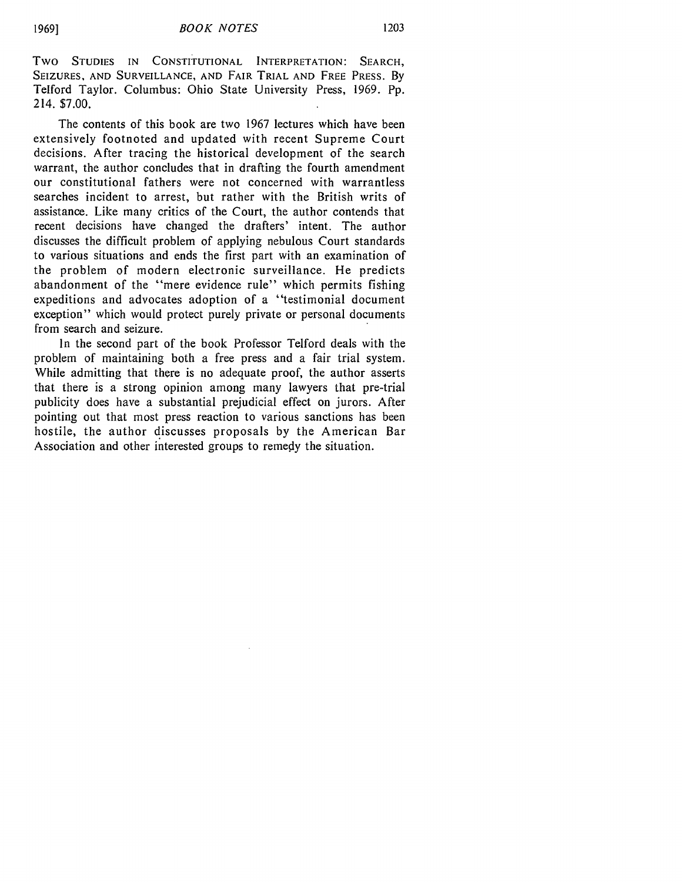Two Studies in Constitutional Interpretation: Search, Seizures, and Surveillance, and Fair Trial and Free Press. By Telford Taylor. Columbus: Ohio State University Press, 1969. Pp. 214. $7.00.

The contents of this book are two 1967 lectures which have been extensively footnoted and updated with recent Supreme Court decisions. After tracing the historical development of the search warrant, the author concludes that in drafting the fourth amendment our constitutional fathers were not concerned with warrantless searches incident to arrest, but rather with the British writs of assistance. Like many critics of the Court, the author contends that recent decisions have changed the drafters' intent. The author discusses the difficult problem of applying nebulous Court standards to various situations and ends the first part with an examination of the problem of modern electronic surveillance. He predicts abandonment of the "mere evidence rule" which permits fishing expeditions and advocates adoption of a "testimonial document exception" which would protect purely private or personal documents from search and seizure.

In the second part of the book Professor Telford deals with the problem of maintaining both a free press and a fair trial system. While admitting that there is no adequate proof, the author asserts that there is a strong opinion among many lawyers that pre-trial publicity does have a substantial prejudicial effect on jurors. After pointing out that most press reaction to various sanctions has been hostile, the author discusses proposals by the American Bar Association and other interested groups to remedy the situation.